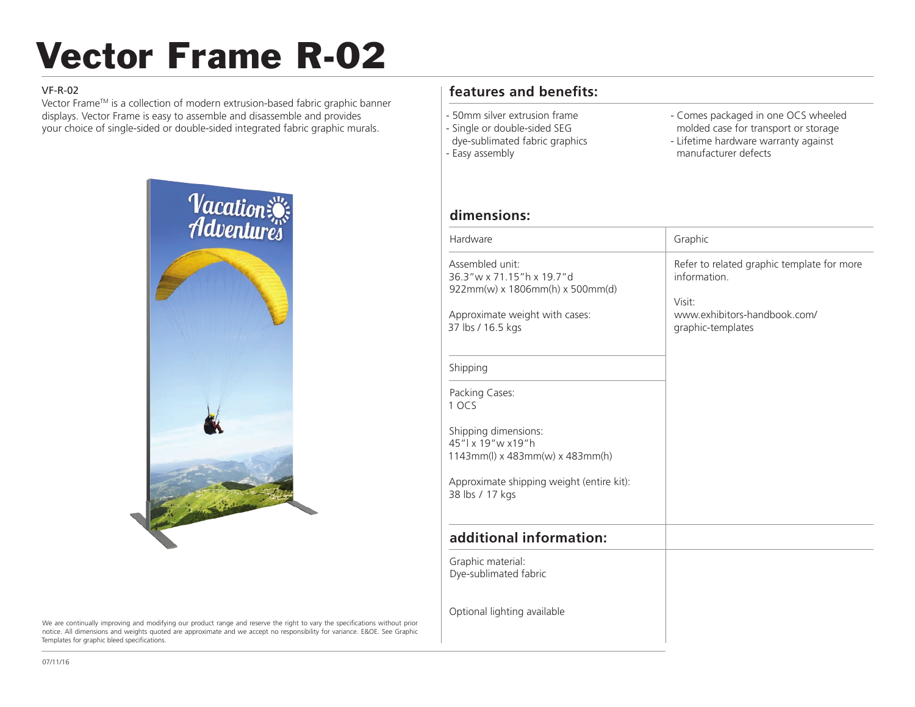# Vector Frame R-02

VF-R-02

Vector Frame™ is a collection of modern extrusion-based fabric graphic banner displays. Vector Frame is easy to assemble and disassemble and provides your choice of single-sided or double-sided integrated fabric graphic murals.

## features and benefits:

- 50mm silver extrusion frame
- Single or double-sided SEG dye-sublimated fabric graphics
- Easy assembly
- Comes packaged in one OCS wheeled molded case for transport or storage
- Lifetime hardware warranty against manufacturer defects

## dimensions:

| Hardware | Graphic |
| --- | --- |
| Assembled unit:<br>36.3"w x 71.15"h x 19.7"d<br>922mm(w) x 1806mm(h) x 500mm(d)<br><br>Approximate weight with cases:<br>37 lbs / 16.5 kgs | Refer to related graphic template for more information.<br><br>Visit:<br>www.exhibitors-handbook.com/graphic-templates |
| Shipping | |
| Packing Cases:<br>1 OCS<br><br>Shipping dimensions:<br>45"l x 19"w x19"h<br>1143mm(l) x 483mm(w) x 483mm(h)<br><br>Approximate shipping weight (entire kit):<br>38 lbs / 17 kgs | |

## additional information:

Graphic material:
Dye-sublimated fabric

Optional lighting available

We are continually improving and modifying our product range and reserve the right to vary the specifications without prior notice. All dimensions and weights quoted are approximate and we accept no responsibility for variance. E&OE. See Graphic Templates for graphic bleed specifications.

07/11/16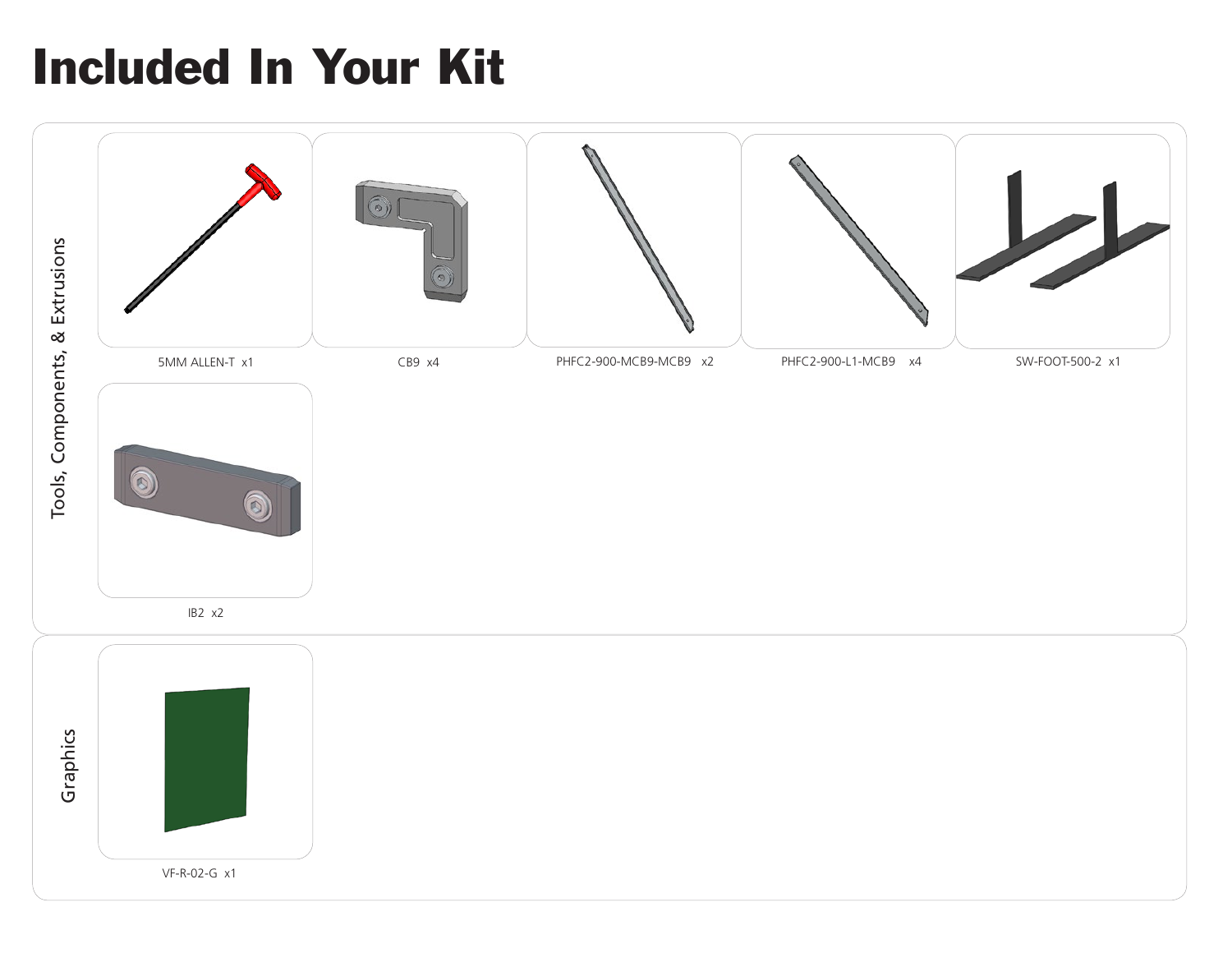# Included In Your Kit

## Tools, Components, & Extrusions

5MM ALLEN-T x1

CB9 x4

PHFC2-900-MCB9-MCB9 x2

PHFC2-900-L1-MCB9 x4

SW-FOOT-500-2 x1

IB2 x2

## Graphics

VF-R-02-G x1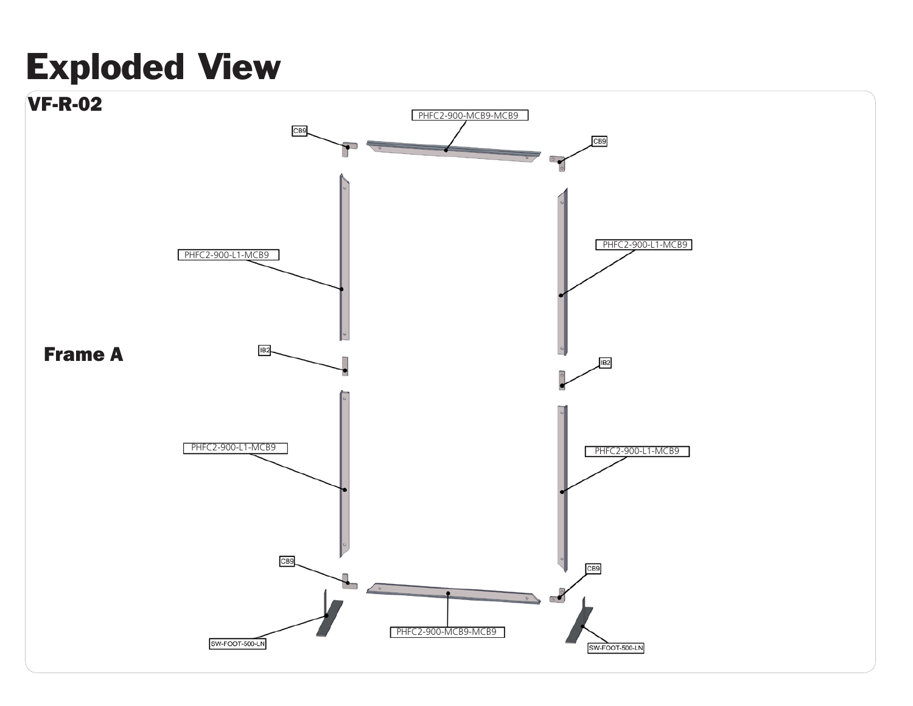# Exploded View

## VF-R-02

## Frame A

PHFC2-900-MCB9-MCB9

CB9

CB9

PHFC2-900-L1-MCB9

PHFC2-900-L1-MCB9

IB2

IB2

PHFC2-900-L1-MCB9

PHFC2-900-L1-MCB9

CB9

CB9

SW-FOOT-500-LN

PHFC2-900-MCB9-MCB9

SW-FOOT-500-LN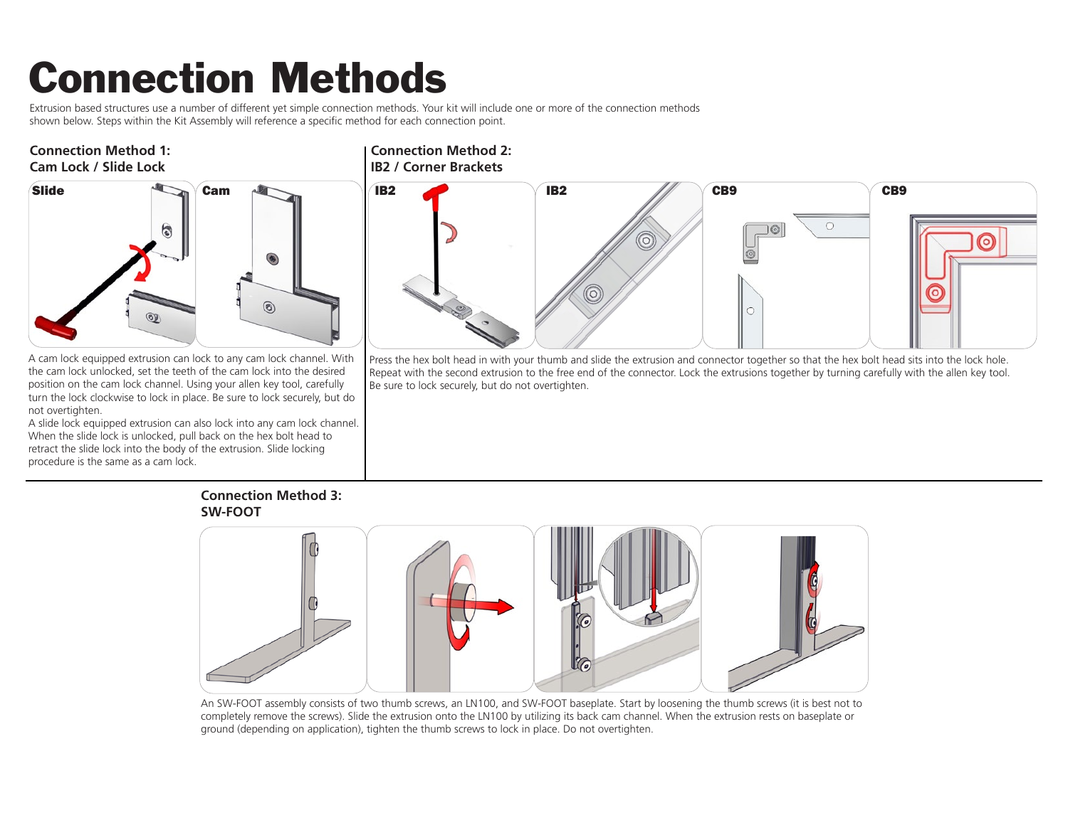# Connection Methods

Extrusion based structures use a number of different yet simple connection methods. Your kit will include one or more of the connection methods shown below. Steps within the Kit Assembly will reference a specific method for each connection point.

## Connection Method 1: Cam Lock / Slide Lock

**Slide** **Cam**

A cam lock equipped extrusion can lock to any cam lock channel. With the cam lock unlocked, set the teeth of the cam lock into the desired position on the cam lock channel. Using your allen key tool, carefully turn the lock clockwise to lock in place. Be sure to lock securely, but do not overtighten.

A slide lock equipped extrusion can also lock into any cam lock channel. When the slide lock is unlocked, pull back on the hex bolt head to retract the slide lock into the body of the extrusion. Slide locking procedure is the same as a cam lock.

## Connection Method 2: IB2 / Corner Brackets

**IB2** **IB2** **CB9** **CB9**

Press the hex bolt head in with your thumb and slide the extrusion and connector together so that the hex bolt head sits into the lock hole. Repeat with the second extrusion to the free end of the connector. Lock the extrusions together by turning carefully with the allen key tool. Be sure to lock securely, but do not overtighten.

## Connection Method 3: SW-FOOT

An SW-FOOT assembly consists of two thumb screws, an LN100, and SW-FOOT baseplate. Start by loosening the thumb screws (it is best not to completely remove the screws). Slide the extrusion onto the LN100 by utilizing its back cam channel. When the extrusion rests on baseplate or ground (depending on application), tighten the thumb screws to lock in place. Do not overtighten.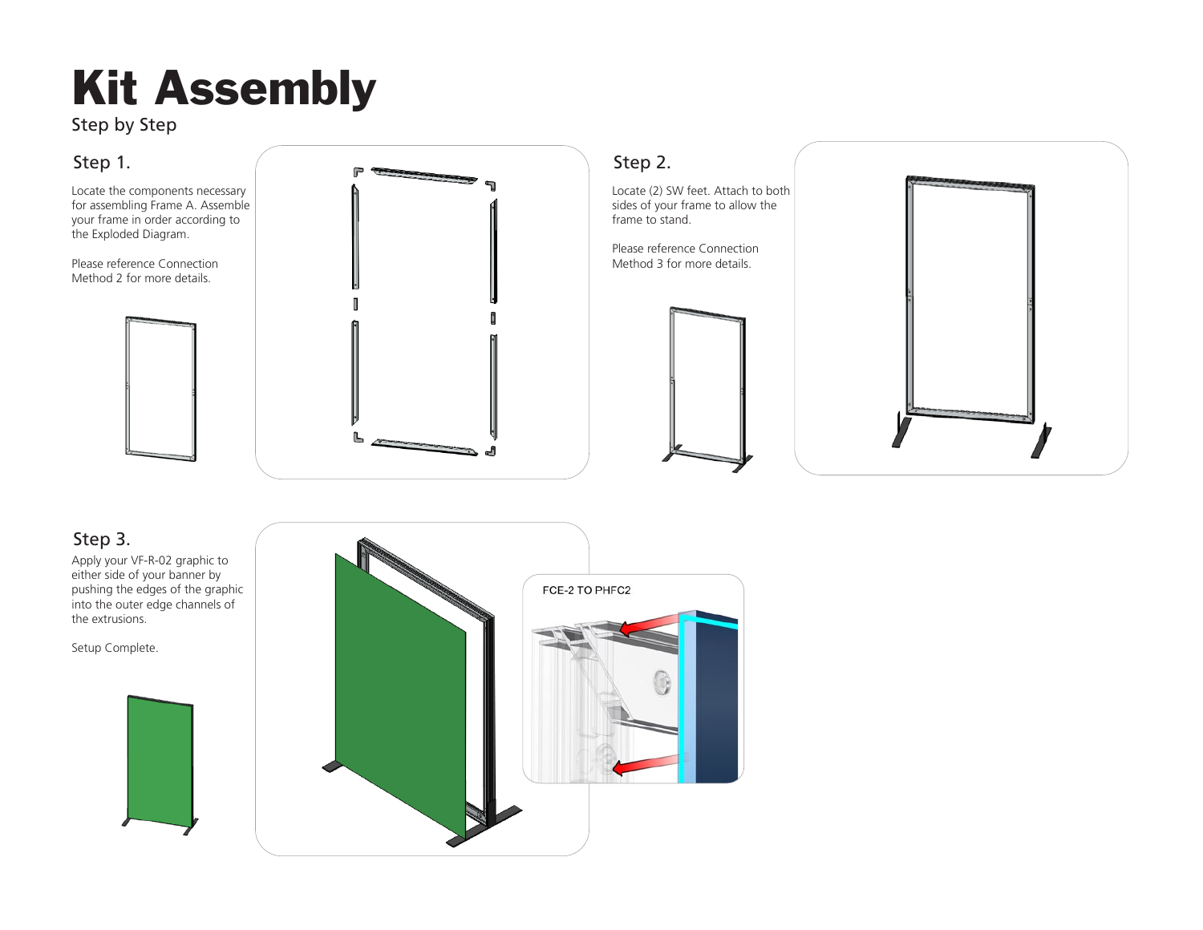# Kit Assembly

Step by Step

## Step 1.

Locate the components necessary for assembling Frame A. Assemble your frame in order according to the Exploded Diagram.

Please reference Connection Method 2 for more details.

## Step 2.

Locate (2) SW feet. Attach to both sides of your frame to allow the frame to stand.

Please reference Connection Method 3 for more details.

## Step 3.

Apply your VF-R-02 graphic to either side of your banner by pushing the edges of the graphic into the outer edge channels of the extrusions.

Setup Complete.

FCE-2 TO PHFC2